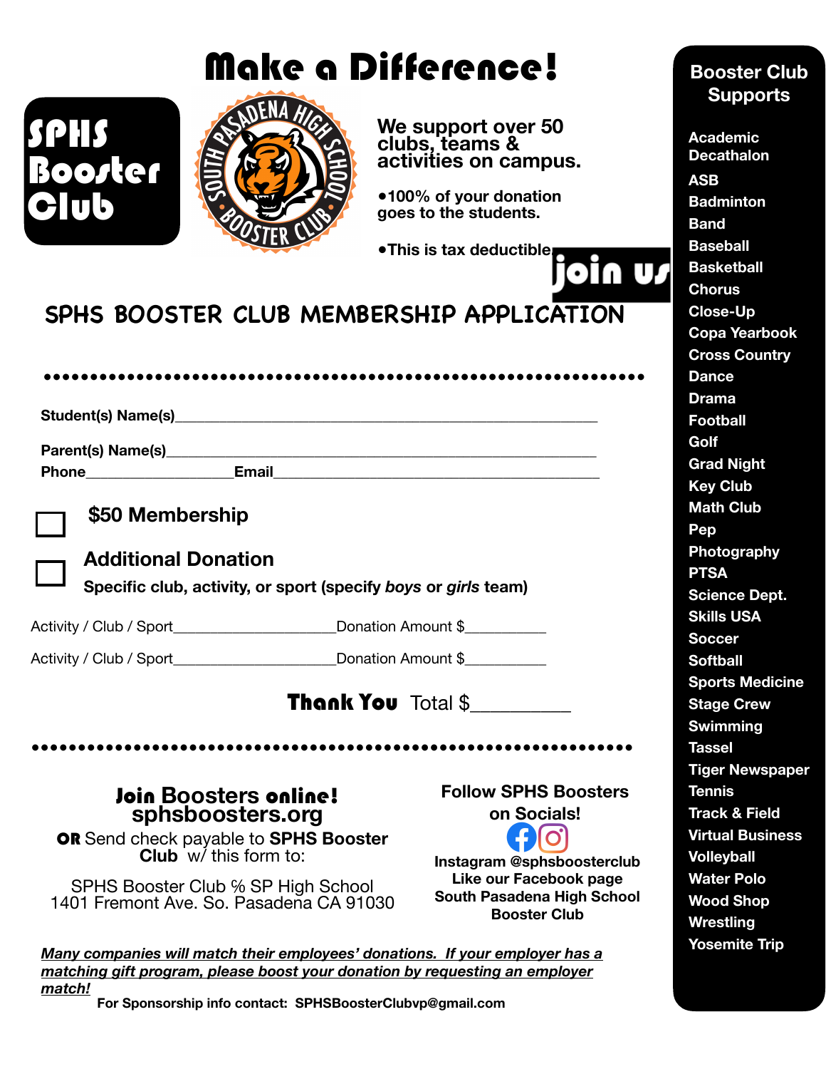# Make a Difference!

**SPHS Booster Club**

SOUTH PASADENA HIGH SCHOOL BOOSTER CLUB

**We support over 50 clubs, teams & activities on campus.**

- **100% of your donation goes to the students.**
- **This is tax deductible.**

**join us**

## SPHS BOOSTER CLUB MEMBERSHIP APPLICATION

**Student(s) Name(s)**\_\_\_\_\_\_\_\_\_\_\_\_\_\_\_\_\_\_\_\_\_\_\_\_\_\_\_\_\_\_\_\_\_\_\_\_\_\_\_\_\_\_\_\_\_\_\_\_

**Parent(s) Name(s)**\_\_\_\_\_\_\_\_\_\_\_\_\_\_\_\_\_\_\_\_\_\_\_\_\_\_\_\_\_\_\_\_\_\_\_\_\_\_\_\_\_\_\_\_\_\_\_\_

**Phone**\_\_\_\_\_\_\_\_\_\_\_\_\_\_\_\_\_\_**Email**\_\_\_\_\_\_\_\_\_\_\_\_\_\_\_\_\_\_\_\_\_\_\_\_\_\_\_\_\_\_\_\_\_\_\_\_

☐ **$50 Membership**

☐ **Additional Donation**
**Specific club, activity, or sport (specify *boys* or *girls* team)**

Activity / Club / Sport\_\_\_\_\_\_\_\_\_\_\_\_\_\_\_\_\_\_\_\_Donation Amount $\_\_\_\_\_\_\_\_\_\_

Activity / Club / Sport\_\_\_\_\_\_\_\_\_\_\_\_\_\_\_\_\_\_\_\_Donation Amount $\_\_\_\_\_\_\_\_\_\_

**Thank You** Total $\_\_\_\_\_\_\_\_\_\_

### Join Boosters online!
**sphsboosters.org**

**OR** Send check payable to **SPHS Booster Club** w/ this form to:

SPHS Booster Club ℅ SP High School
1401 Fremont Ave. So. Pasadena CA 91030

**Follow SPHS Boosters on Socials!**

**Instagram @sphsboosterclub**
**Like our Facebook page South Pasadena High School Booster Club**

***<u>Many companies will match their employees' donations. If your employer has a matching gift program, please boost your donation by requesting an employer match!</u>***

**For Sponsorship info contact: SPHSBoosterClubvp@gmail.com**

## Booster Club Supports

- Academic Decathalon
- ASB
- Badminton
- Band
- Baseball
- Basketball
- Chorus
- Close-Up
- Copa Yearbook
- Cross Country
- Dance
- Drama
- Football
- Golf
- Grad Night
- Key Club
- Math Club
- Pep
- Photography
- PTSA
- Science Dept.
- Skills USA
- Soccer
- Softball
- Sports Medicine
- Stage Crew
- Swimming
- Tassel
- Tiger Newspaper
- Tennis
- Track & Field
- Virtual Business
- Volleyball
- Water Polo
- Wood Shop
- Wrestling
- Yosemite Trip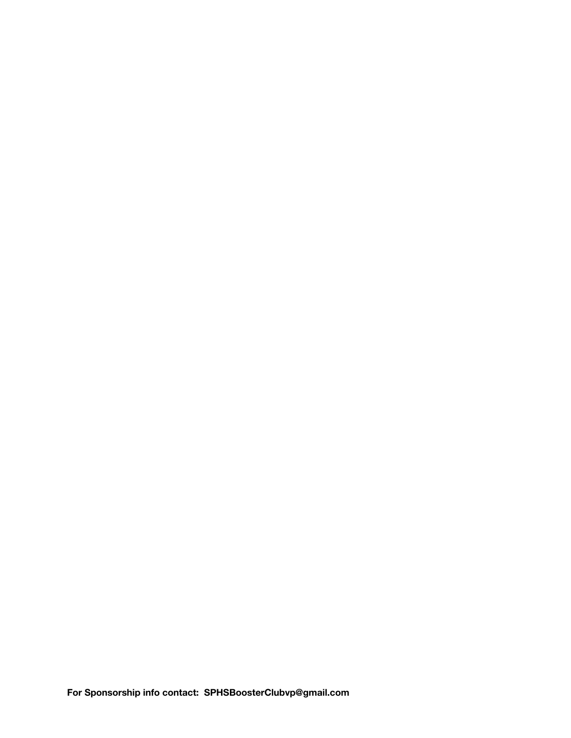**For Sponsorship info contact: SPHSBoosterClubvp@gmail.com**